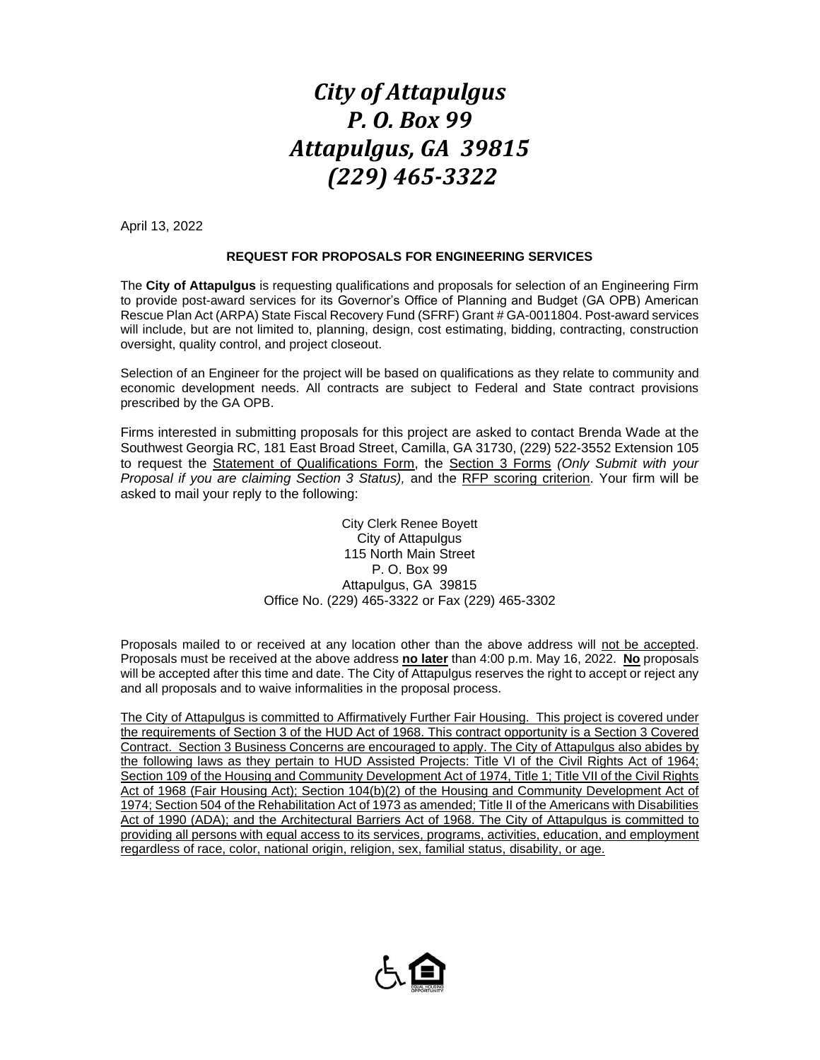# *City of Attapulgus*
# *P. O. Box 99*
# *Attapulgus, GA 39815*
# *(229) 465-3322*

April 13, 2022

**REQUEST FOR PROPOSALS FOR ENGINEERING SERVICES**

The **City of Attapulgus** is requesting qualifications and proposals for selection of an Engineering Firm to provide post-award services for its Governor's Office of Planning and Budget (GA OPB) American Rescue Plan Act (ARPA) State Fiscal Recovery Fund (SFRF) Grant # GA-0011804. Post-award services will include, but are not limited to, planning, design, cost estimating, bidding, contracting, construction oversight, quality control, and project closeout.

Selection of an Engineer for the project will be based on qualifications as they relate to community and economic development needs. All contracts are subject to Federal and State contract provisions prescribed by the GA OPB.

Firms interested in submitting proposals for this project are asked to contact Brenda Wade at the Southwest Georgia RC, 181 East Broad Street, Camilla, GA 31730, (229) 522-3552 Extension 105 to request the <u>Statement of Qualifications Form</u>, the <u>Section 3 Forms</u> *(Only Submit with your Proposal if you are claiming Section 3 Status),* and the <u>RFP scoring criterion</u>. Your firm will be asked to mail your reply to the following:

City Clerk Renee Boyett
City of Attapulgus
115 North Main Street
P. O. Box 99
Attapulgus, GA 39815
Office No. (229) 465-3322 or Fax (229) 465-3302

Proposals mailed to or received at any location other than the above address will <u>not be accepted</u>. Proposals must be received at the above address **<u>no later</u>** than 4:00 p.m. May 16, 2022. **<u>No</u>** proposals will be accepted after this time and date. The City of Attapulgus reserves the right to accept or reject any and all proposals and to waive informalities in the proposal process.

<u>The City of Attapulgus is committed to Affirmatively Further Fair Housing. This project is covered under the requirements of Section 3 of the HUD Act of 1968. This contract opportunity is a Section 3 Covered Contract. Section 3 Business Concerns are encouraged to apply. The City of Attapulgus also abides by the following laws as they pertain to HUD Assisted Projects: Title VI of the Civil Rights Act of 1964; Section 109 of the Housing and Community Development Act of 1974, Title 1; Title VII of the Civil Rights Act of 1968 (Fair Housing Act); Section 104(b)(2) of the Housing and Community Development Act of 1974; Section 504 of the Rehabilitation Act of 1973 as amended; Title II of the Americans with Disabilities Act of 1990 (ADA); and the Architectural Barriers Act of 1968. The City of Attapulgus is committed to providing all persons with equal access to its services, programs, activities, education, and employment regardless of race, color, national origin, religion, sex, familial status, disability, or age.</u>

EQUAL HOUSING OPPORTUNITY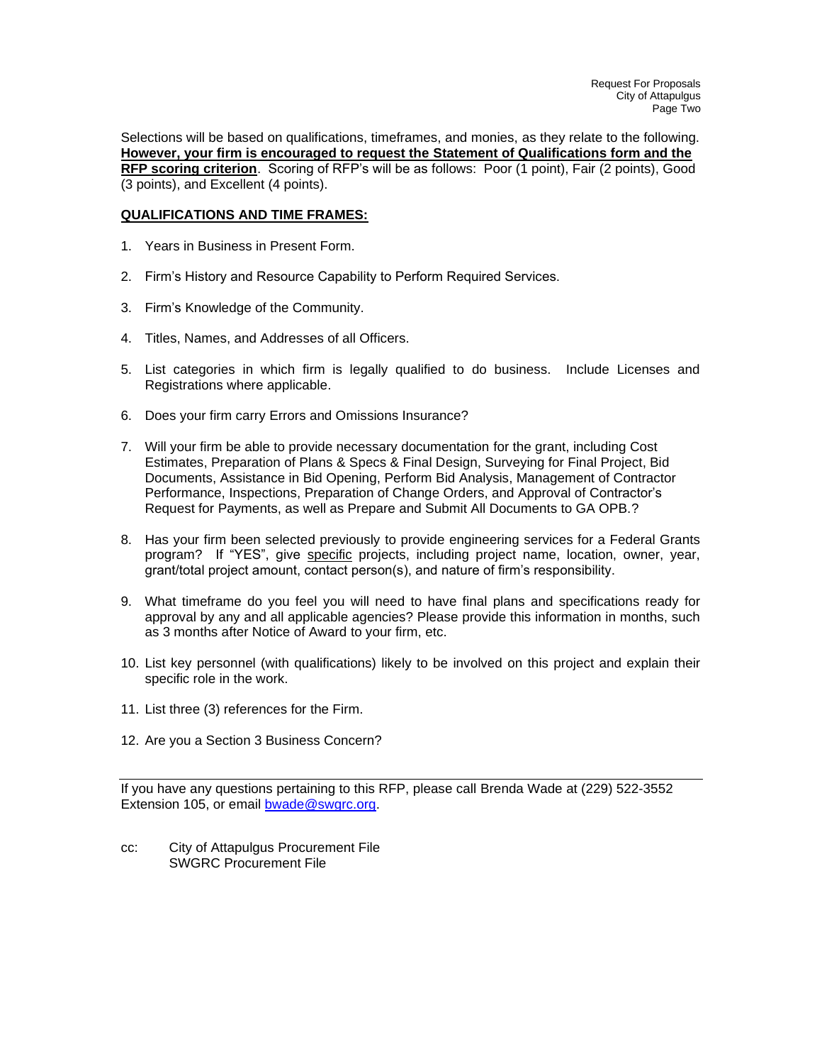Selections will be based on qualifications, timeframes, and monies, as they relate to the following. **However, your firm is encouraged to request the Statement of Qualifications form and the RFP scoring criterion**. Scoring of RFP's will be as follows: Poor (1 point), Fair (2 points), Good (3 points), and Excellent (4 points).

**QUALIFICATIONS AND TIME FRAMES:**

1. Years in Business in Present Form.

2. Firm's History and Resource Capability to Perform Required Services.

3. Firm's Knowledge of the Community.

4. Titles, Names, and Addresses of all Officers.

5. List categories in which firm is legally qualified to do business. Include Licenses and Registrations where applicable.

6. Does your firm carry Errors and Omissions Insurance?

7. Will your firm be able to provide necessary documentation for the grant, including Cost Estimates, Preparation of Plans & Specs & Final Design, Surveying for Final Project, Bid Documents, Assistance in Bid Opening, Perform Bid Analysis, Management of Contractor Performance, Inspections, Preparation of Change Orders, and Approval of Contractor's Request for Payments, as well as Prepare and Submit All Documents to GA OPB.?

8. Has your firm been selected previously to provide engineering services for a Federal Grants program? If "YES", give specific projects, including project name, location, owner, year, grant/total project amount, contact person(s), and nature of firm's responsibility.

9. What timeframe do you feel you will need to have final plans and specifications ready for approval by any and all applicable agencies? Please provide this information in months, such as 3 months after Notice of Award to your firm, etc.

10. List key personnel (with qualifications) likely to be involved on this project and explain their specific role in the work.

11. List three (3) references for the Firm.

12. Are you a Section 3 Business Concern?

---

If you have any questions pertaining to this RFP, please call Brenda Wade at (229) 522-3552 Extension 105, or email bwade@swgrc.org.

cc: City of Attapulgus Procurement File
SWGRC Procurement File